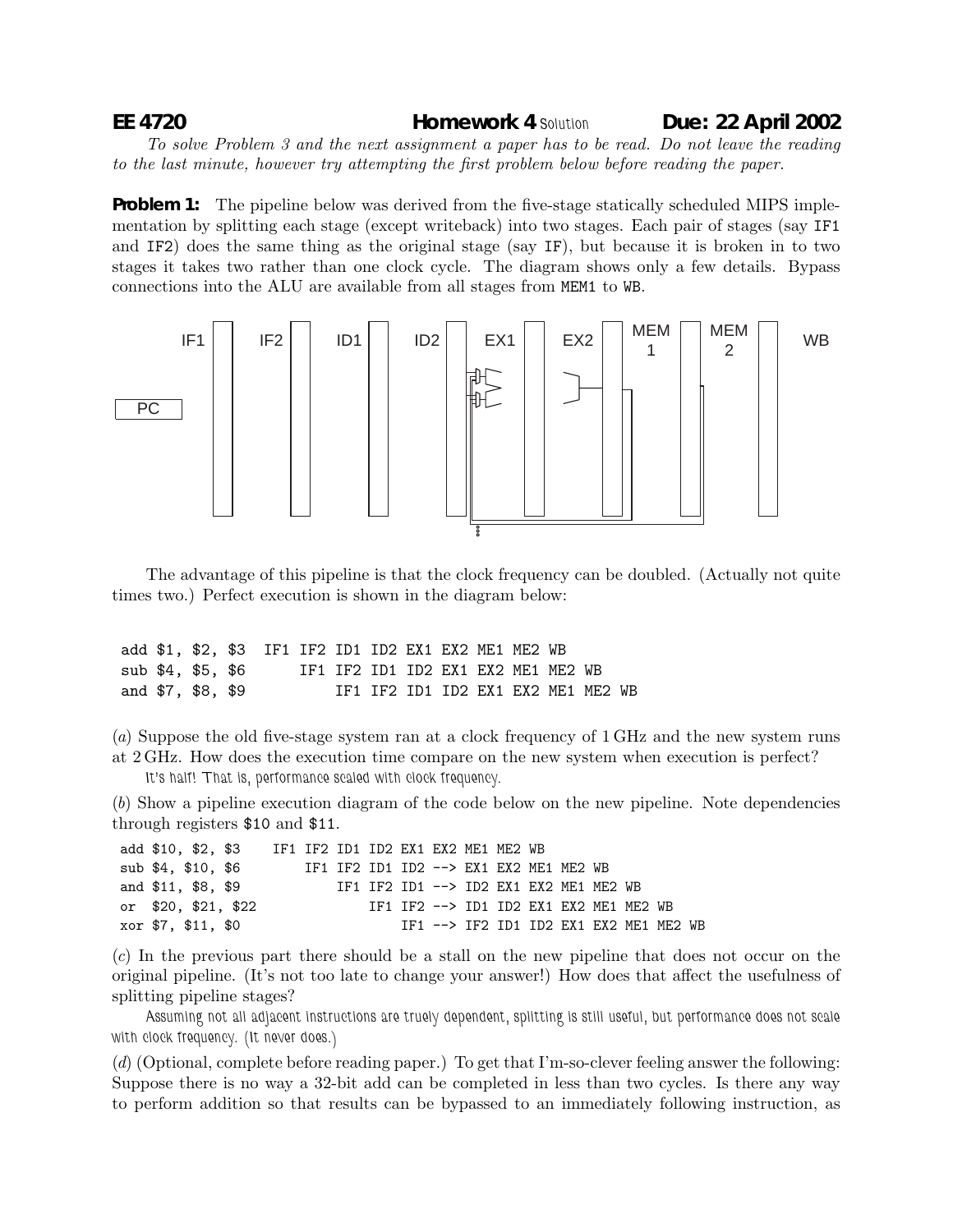**EE 4720** **Homework 4** Solution **Due: 22 April 2002**

*To solve Problem 3 and the next assignment a paper has to be read. Do not leave the reading to the last minute, however try attempting the first problem below before reading the paper.*

**Problem 1:** The pipeline below was derived from the five-stage statically scheduled MIPS implementation by splitting each stage (except writeback) into two stages. Each pair of stages (say `IF1` and `IF2`) does the same thing as the original stage (say `IF`), but because it is broken in to two stages it takes two rather than one clock cycle. The diagram shows only a few details. Bypass connections into the ALU are available from all stages from `MEM1` to `WB`.

The advantage of this pipeline is that the clock frequency can be doubled. (Actually not quite times two.) Perfect execution is shown in the diagram below:

```
add $1, $2, $3  IF1 IF2 ID1 ID2 EX1 EX2 ME1 ME2 WB
sub $4, $5, $6      IF1 IF2 ID1 ID2 EX1 EX2 ME1 ME2 WB
and $7, $8, $9          IF1 IF2 ID1 ID2 EX1 EX2 ME1 ME2 WB
```

(*a*) Suppose the old five-stage system ran at a clock frequency of 1 GHz and the new system runs at 2 GHz. How does the execution time compare on the new system when execution is perfect?

It's half! That is, performance scaled with clock frequency.

(*b*) Show a pipeline execution diagram of the code below on the new pipeline. Note dependencies through registers `$10` and `$11`.

```
add $10, $2, $3    IF1 IF2 ID1 ID2 EX1 EX2 ME1 ME2 WB
sub $4, $10, $6        IF1 IF2 ID1 ID2 --> EX1 EX2 ME1 ME2 WB
and $11, $8, $9            IF1 IF2 ID1 --> ID2 EX1 EX2 ME1 ME2 WB
or  $20, $21, $22              IF1 IF2 --> ID1 ID2 EX1 EX2 ME1 ME2 WB
xor $7, $11, $0                    IF1 --> IF2 ID1 ID2 EX1 EX2 ME1 ME2 WB
```

(*c*) In the previous part there should be a stall on the new pipeline that does not occur on the original pipeline. (It's not too late to change your answer!) How does that affect the usefulness of splitting pipeline stages?

Assuming not all adjacent instructions are truely dependent, splitting is still useful, but performance does not scale with clock frequency. (It never does.)

(*d*) (Optional, complete before reading paper.) To get that I'm-so-clever feeling answer the following: Suppose there is no way a 32-bit add can be completed in less than two cycles. Is there any way to perform addition so that results can be bypassed to an immediately following instruction, as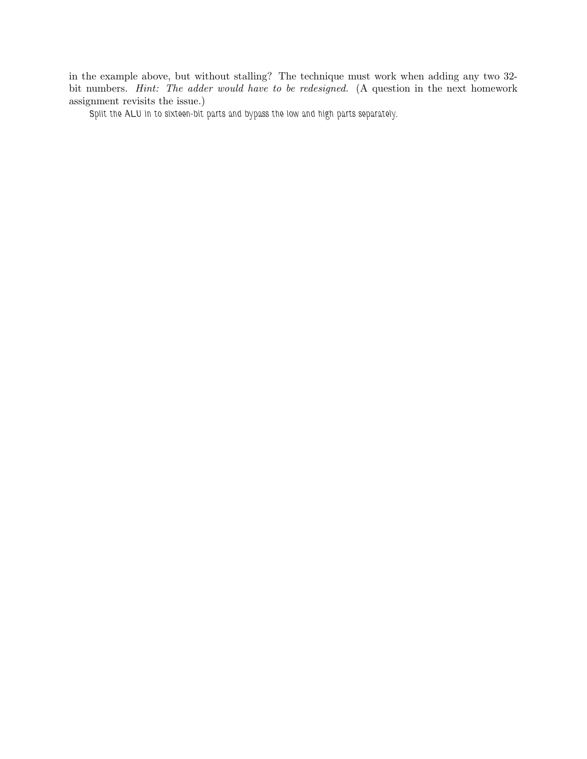in the example above, but without stalling? The technique must work when adding any two 32-bit numbers. *Hint: The adder would have to be redesigned.* (A question in the next homework assignment revisits the issue.)

Split the ALU in to sixteen-bit parts and bypass the low and high parts separately.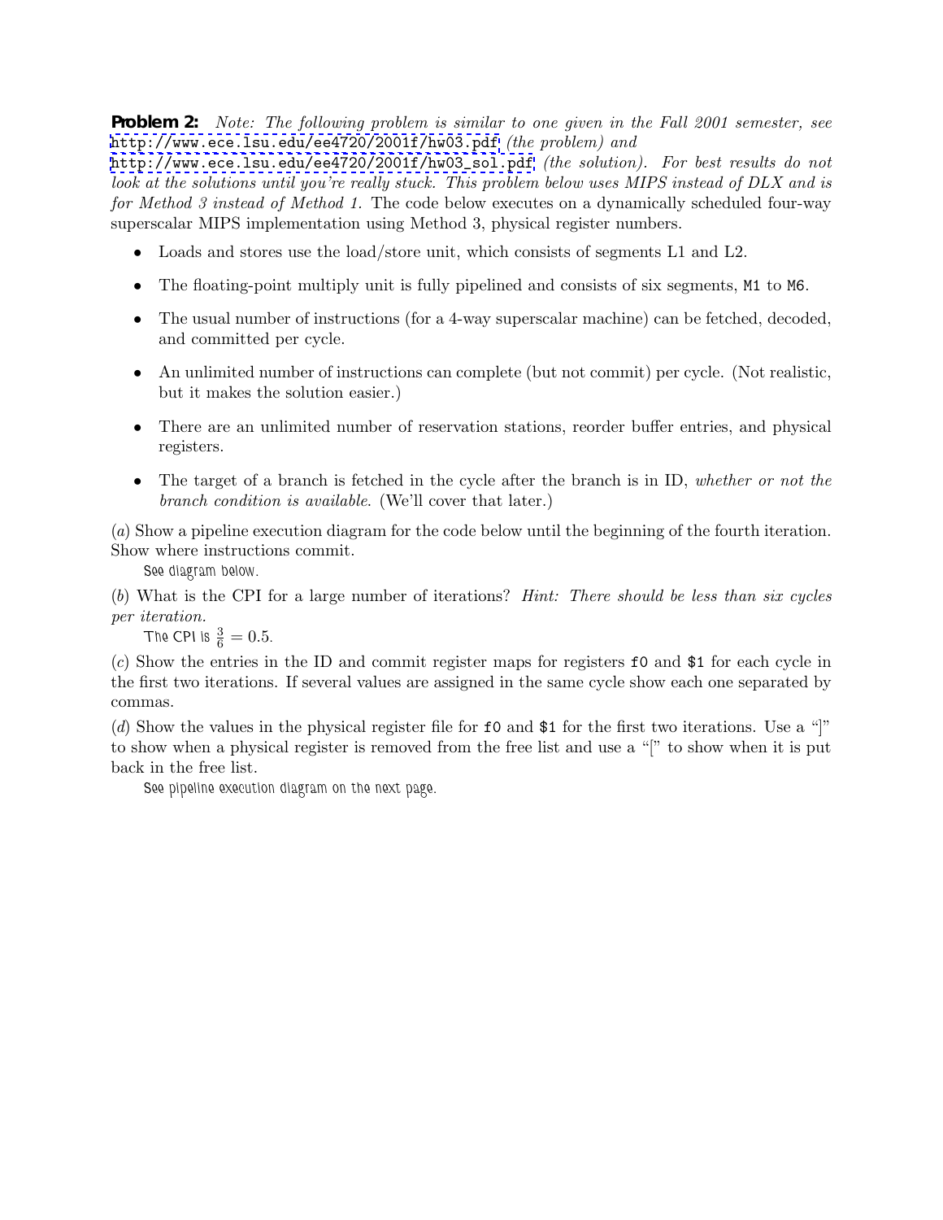**Problem 2:** *Note: The following problem is similar to one given in the Fall 2001 semester, see* http://www.ece.lsu.edu/ee4720/2001f/hw03.pdf *(the problem) and* http://www.ece.lsu.edu/ee4720/2001f/hw03_sol.pdf *(the solution). For best results do not look at the solutions until you're really stuck. This problem below uses MIPS instead of DLX and is for Method 3 instead of Method 1.* The code below executes on a dynamically scheduled four-way superscalar MIPS implementation using Method 3, physical register numbers.

- Loads and stores use the load/store unit, which consists of segments L1 and L2.
- The floating-point multiply unit is fully pipelined and consists of six segments, `M1` to `M6`.
- The usual number of instructions (for a 4-way superscalar machine) can be fetched, decoded, and committed per cycle.
- An unlimited number of instructions can complete (but not commit) per cycle. (Not realistic, but it makes the solution easier.)
- There are an unlimited number of reservation stations, reorder buffer entries, and physical registers.
- The target of a branch is fetched in the cycle after the branch is in ID, *whether or not the branch condition is available*. (We'll cover that later.)

(*a*) Show a pipeline execution diagram for the code below until the beginning of the fourth iteration. Show where instructions commit.

See diagram below.

(*b*) What is the CPI for a large number of iterations? *Hint: There should be less than six cycles per iteration.*

The CPI is $\frac{3}{6} = 0.5$.

(*c*) Show the entries in the ID and commit register maps for registers `f0` and `$1` for each cycle in the first two iterations. If several values are assigned in the same cycle show each one separated by commas.

(*d*) Show the values in the physical register file for `f0` and `$1` for the first two iterations. Use a "]" to show when a physical register is removed from the free list and use a "[" to show when it is put back in the free list.

See pipeline execution diagram on the next page.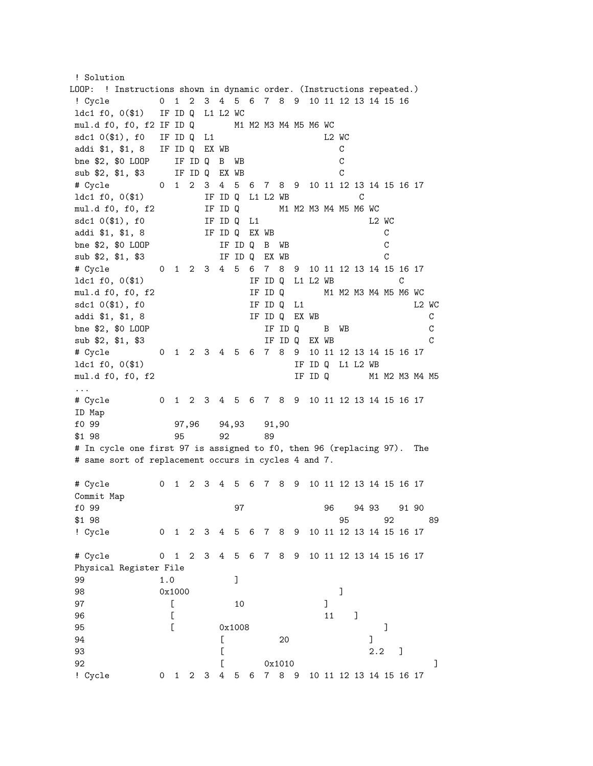```
 ! Solution
LOOP:  ! Instructions shown in dynamic order. (Instructions repeated.)
 ! Cycle          0  1  2  3  4  5  6  7  8  9  10 11 12 13 14 15 16
 ldc1 f0, 0($1)   IF ID Q  L1 L2 WC
 mul.d f0, f0, f2 IF ID Q        M1 M2 M3 M4 M5 M6 WC
 sdc1 0($1), f0   IF ID Q  L1                      L2 WC
 addi $1, $1, 8   IF ID Q  EX WB                      C
 bne $2, $0 LOOP     IF ID Q  B  WB                   C
 sub $2, $1, $3      IF ID Q  EX WB                   C
 # Cycle          0  1  2  3  4  5  6  7  8  9  10 11 12 13 14 15 16 17
 ldc1 f0, 0($1)            IF ID Q  L1 L2 WB             C
 mul.d f0, f0, f2          IF ID Q        M1 M2 M3 M4 M5 M6 WC
 sdc1 0($1), f0            IF ID Q  L1                      L2 WC
 addi $1, $1, 8            IF ID Q  EX WB                      C
 bne $2, $0 LOOP              IF ID Q  B  WB                   C
 sub $2, $1, $3               IF ID Q  EX WB                   C
 # Cycle          0  1  2  3  4  5  6  7  8  9  10 11 12 13 14 15 16 17
 ldc1 f0, 0($1)                     IF ID Q  L1 L2 WB             C
 mul.d f0, f0, f2                   IF ID Q        M1 M2 M3 M4 M5 M6 WC
 sdc1 0($1), f0                     IF ID Q  L1                      L2 WC
 addi $1, $1, 8                     IF ID Q  EX WB                      C
 bne $2, $0 LOOP                       IF ID Q     B  WB                C
 sub $2, $1, $3                        IF ID Q  EX WB                   C
 # Cycle          0  1  2  3  4  5  6  7  8  9  10 11 12 13 14 15 16 17
 ldc1 f0, 0($1)                                 IF ID Q  L1 L2 WB
 mul.d f0, f0, f2                               IF ID Q        M1 M2 M3 M4 M5
 ...
 # Cycle          0  1  2  3  4  5  6  7  8  9  10 11 12 13 14 15 16 17
 ID Map
 f0 99               97,96    94,93    91,90
 $1 98               95       92       89
 # In cycle one first 97 is assigned to f0, then 96 (replacing 97).  The
 # same sort of replacement occurs in cycles 4 and 7.

 # Cycle          0  1  2  3  4  5  6  7  8  9  10 11 12 13 14 15 16 17
 Commit Map
 f0 99                        97                96    94 93    91 90
 $1 98                                             95       92       89
 ! Cycle          0  1  2  3  4  5  6  7  8  9  10 11 12 13 14 15 16 17

 # Cycle          0  1  2  3  4  5  6  7  8  9  10 11 12 13 14 15 16 17
 Physical Register File
 99               1.0            ]
 98               0x1000                            ]
 97                 [           10                ]
 96                 [                             11    ]
 95                 [        0x1008                        ]
 94                          [          20                ]
 93                          [                         2.2   ]
 92                          [       0x1010                            ]
 ! Cycle          0  1  2  3  4  5  6  7  8  9  10 11 12 13 14 15 16 17
```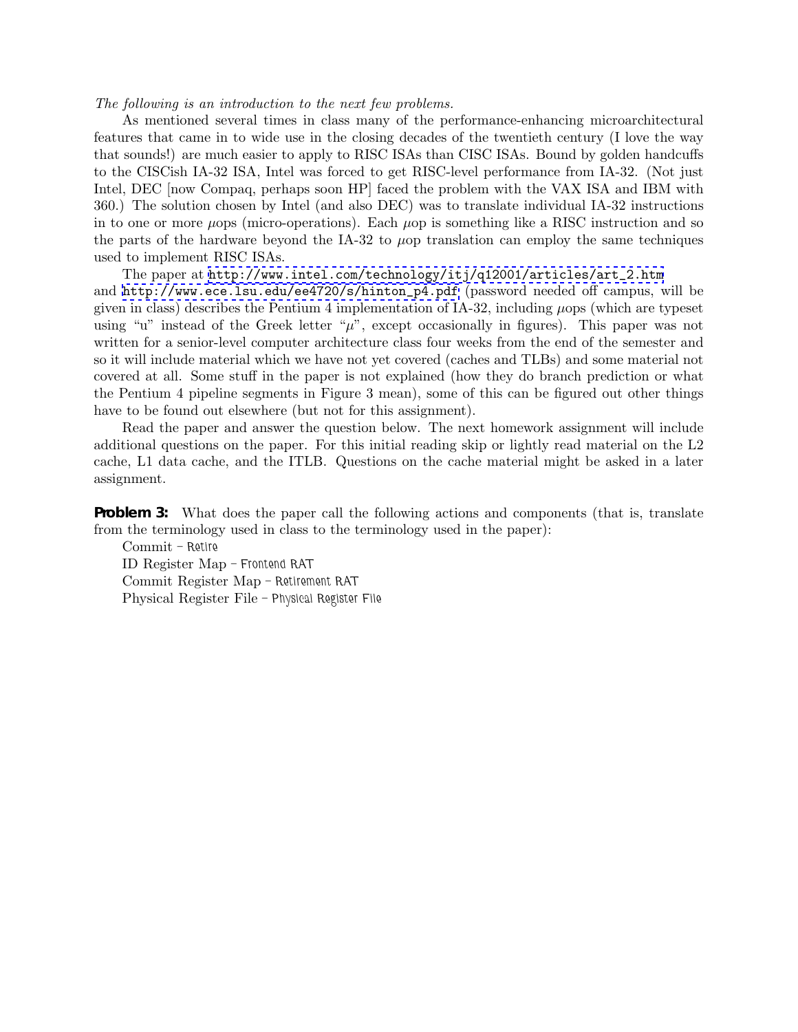*The following is an introduction to the next few problems.*

As mentioned several times in class many of the performance-enhancing microarchitectural features that came in to wide use in the closing decades of the twentieth century (I love the way that sounds!) are much easier to apply to RISC ISAs than CISC ISAs. Bound by golden handcuffs to the CISCish IA-32 ISA, Intel was forced to get RISC-level performance from IA-32. (Not just Intel, DEC [now Compaq, perhaps soon HP] faced the problem with the VAX ISA and IBM with 360.) The solution chosen by Intel (and also DEC) was to translate individual IA-32 instructions in to one or more $\mu$ops (micro-operations). Each $\mu$op is something like a RISC instruction and so the parts of the hardware beyond the IA-32 to $\mu$op translation can employ the same techniques used to implement RISC ISAs.

The paper at http://www.intel.com/technology/itj/q12001/articles/art_2.htm and http://www.ece.lsu.edu/ee4720/s/hinton_p4.pdf (password needed off campus, will be given in class) describes the Pentium 4 implementation of IA-32, including $\mu$ops (which are typeset using "u" instead of the Greek letter "$\mu$", except occasionally in figures). This paper was not written for a senior-level computer architecture class four weeks from the end of the semester and so it will include material which we have not yet covered (caches and TLBs) and some material not covered at all. Some stuff in the paper is not explained (how they do branch prediction or what the Pentium 4 pipeline segments in Figure 3 mean), some of this can be figured out other things have to be found out elsewhere (but not for this assignment).

Read the paper and answer the question below. The next homework assignment will include additional questions on the paper. For this initial reading skip or lightly read material on the L2 cache, L1 data cache, and the ITLB. Questions on the cache material might be asked in a later assignment.

**Problem 3:** What does the paper call the following actions and components (that is, translate from the terminology used in class to the terminology used in the paper):

Commit – Retire

ID Register Map – Frontend RAT

Commit Register Map – Retirement RAT

Physical Register File – Physical Register File